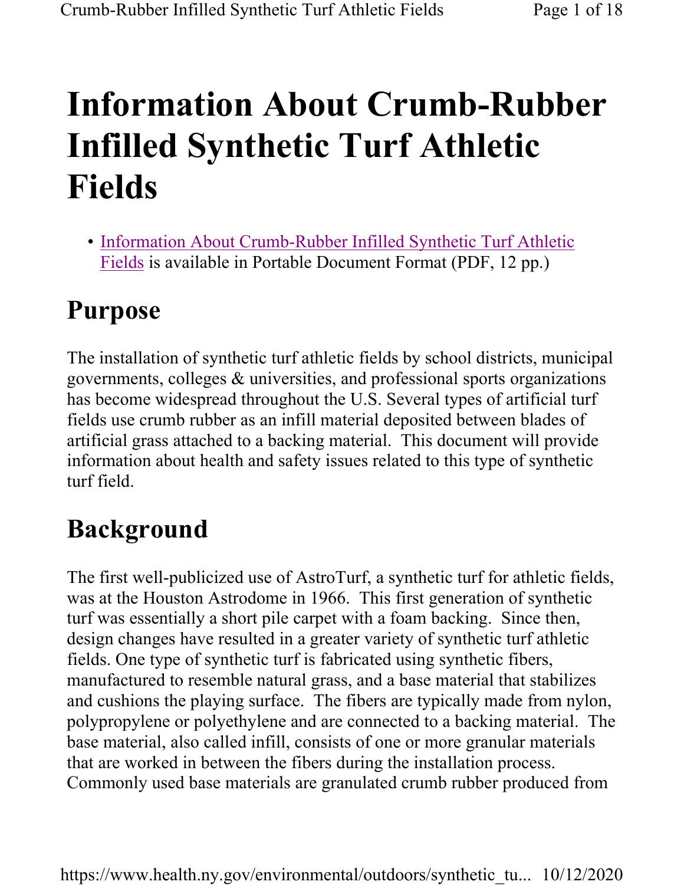# Information About Crumb-Rubber Infilled Synthetic Turf Athletic Fields

- Information About Crumb-Rubber Infilled Synthetic Turf Athletic Fields is available in Portable Document Format (PDF, 12 pp.)

## Purpose

The installation of synthetic turf athletic fields by school districts, municipal governments, colleges & universities, and professional sports organizations has become widespread throughout the U.S. Several types of artificial turf fields use crumb rubber as an infill material deposited between blades of artificial grass attached to a backing material. This document will provide information about health and safety issues related to this type of synthetic turf field.

## Background

The first well-publicized use of AstroTurf, a synthetic turf for athletic fields, was at the Houston Astrodome in 1966. This first generation of synthetic turf was essentially a short pile carpet with a foam backing. Since then, design changes have resulted in a greater variety of synthetic turf athletic fields. One type of synthetic turf is fabricated using synthetic fibers, manufactured to resemble natural grass, and a base material that stabilizes and cushions the playing surface. The fibers are typically made from nylon, polypropylene or polyethylene and are connected to a backing material. The base material, also called infill, consists of one or more granular materials that are worked in between the fibers during the installation process. Commonly used base materials are granulated crumb rubber produced from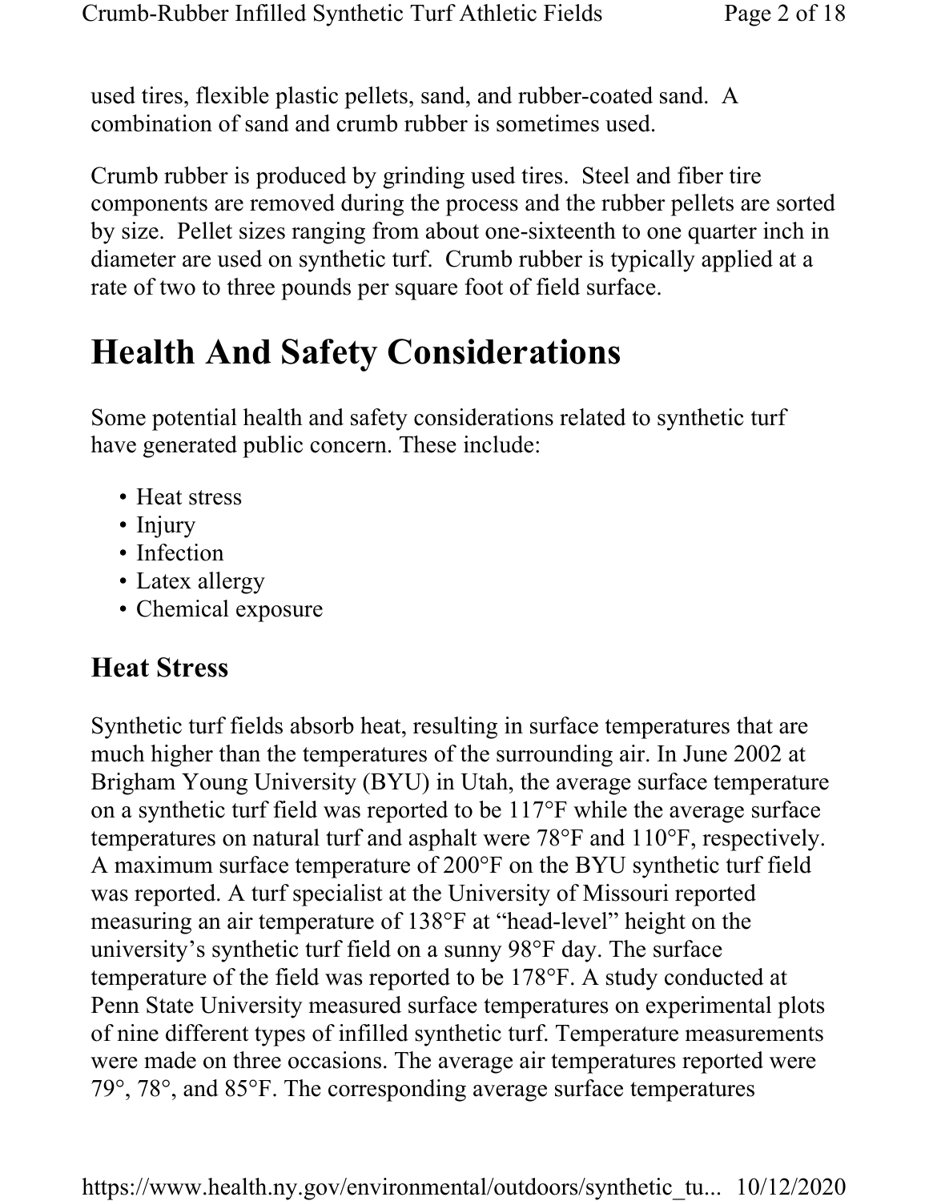used tires, flexible plastic pellets, sand, and rubber-coated sand. A combination of sand and crumb rubber is sometimes used.

Crumb rubber is produced by grinding used tires. Steel and fiber tire components are removed during the process and the rubber pellets are sorted by size. Pellet sizes ranging from about one-sixteenth to one quarter inch in diameter are used on synthetic turf. Crumb rubber is typically applied at a rate of two to three pounds per square foot of field surface.

# Health And Safety Considerations

Some potential health and safety considerations related to synthetic turf have generated public concern. These include:

- Heat stress
- Injury
- Infection
- Latex allergy
- Chemical exposure

## Heat Stress

Synthetic turf fields absorb heat, resulting in surface temperatures that are much higher than the temperatures of the surrounding air. In June 2002 at Brigham Young University (BYU) in Utah, the average surface temperature on a synthetic turf field was reported to be 117°F while the average surface temperatures on natural turf and asphalt were 78°F and 110°F, respectively. A maximum surface temperature of 200°F on the BYU synthetic turf field was reported. A turf specialist at the University of Missouri reported measuring an air temperature of 138°F at "head-level" height on the university's synthetic turf field on a sunny 98°F day. The surface temperature of the field was reported to be 178°F. A study conducted at Penn State University measured surface temperatures on experimental plots of nine different types of infilled synthetic turf. Temperature measurements were made on three occasions. The average air temperatures reported were 79°, 78°, and 85°F. The corresponding average surface temperatures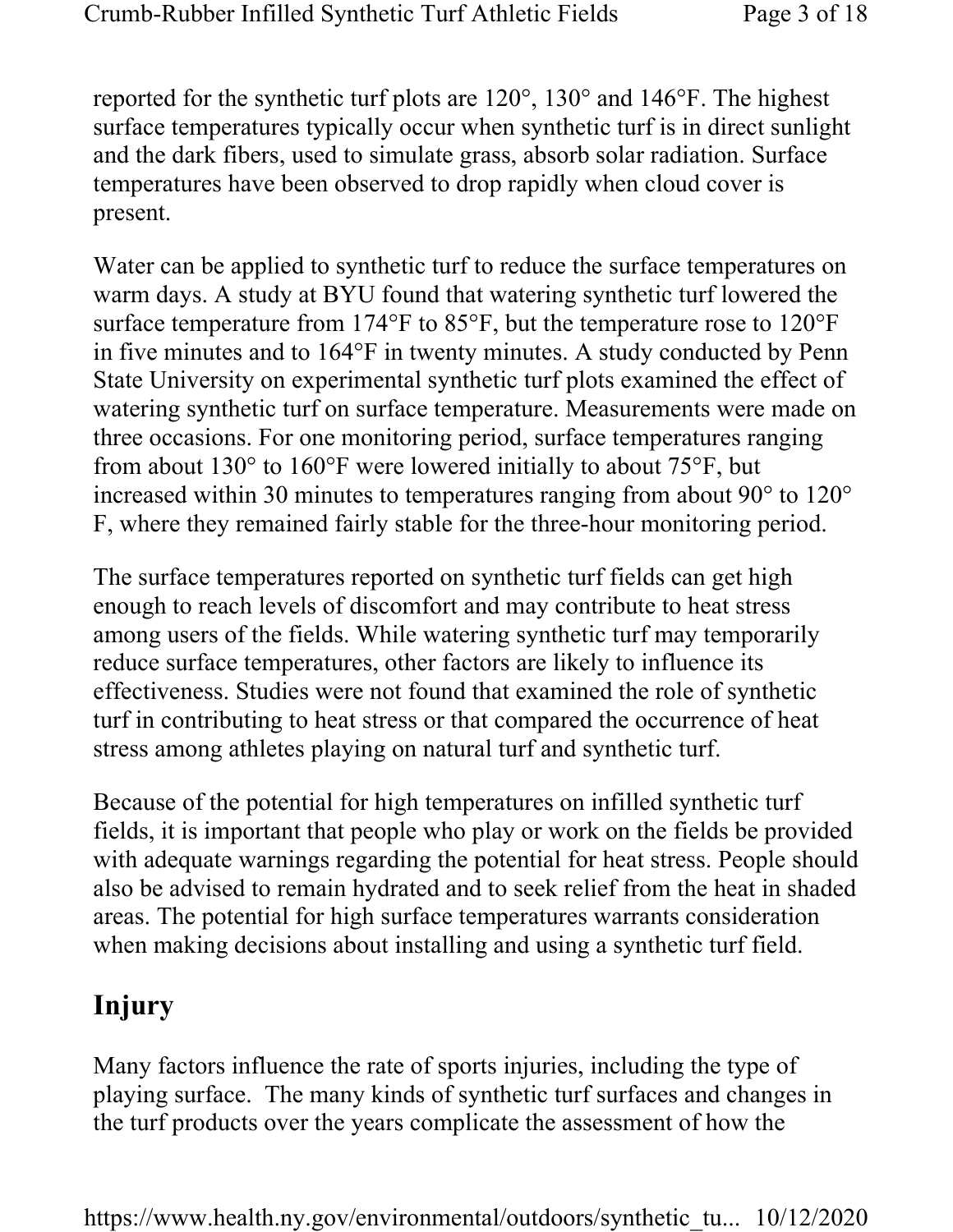reported for the synthetic turf plots are 120°, 130° and 146°F. The highest surface temperatures typically occur when synthetic turf is in direct sunlight and the dark fibers, used to simulate grass, absorb solar radiation. Surface temperatures have been observed to drop rapidly when cloud cover is present.

Water can be applied to synthetic turf to reduce the surface temperatures on warm days. A study at BYU found that watering synthetic turf lowered the surface temperature from 174°F to 85°F, but the temperature rose to 120°F in five minutes and to 164°F in twenty minutes. A study conducted by Penn State University on experimental synthetic turf plots examined the effect of watering synthetic turf on surface temperature. Measurements were made on three occasions. For one monitoring period, surface temperatures ranging from about 130° to 160°F were lowered initially to about 75°F, but increased within 30 minutes to temperatures ranging from about 90° to 120° F, where they remained fairly stable for the three-hour monitoring period.

The surface temperatures reported on synthetic turf fields can get high enough to reach levels of discomfort and may contribute to heat stress among users of the fields. While watering synthetic turf may temporarily reduce surface temperatures, other factors are likely to influence its effectiveness. Studies were not found that examined the role of synthetic turf in contributing to heat stress or that compared the occurrence of heat stress among athletes playing on natural turf and synthetic turf.

Because of the potential for high temperatures on infilled synthetic turf fields, it is important that people who play or work on the fields be provided with adequate warnings regarding the potential for heat stress. People should also be advised to remain hydrated and to seek relief from the heat in shaded areas. The potential for high surface temperatures warrants consideration when making decisions about installing and using a synthetic turf field.

## Injury

Many factors influence the rate of sports injuries, including the type of playing surface. The many kinds of synthetic turf surfaces and changes in the turf products over the years complicate the assessment of how the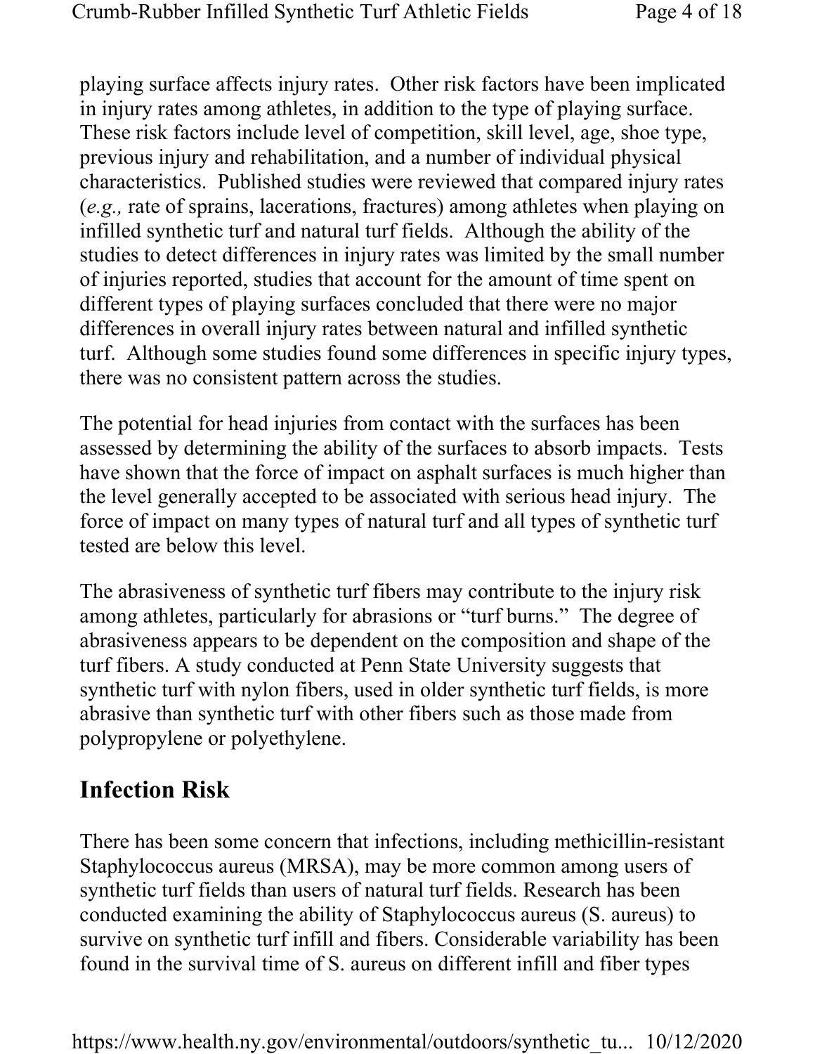playing surface affects injury rates. Other risk factors have been implicated in injury rates among athletes, in addition to the type of playing surface. These risk factors include level of competition, skill level, age, shoe type, previous injury and rehabilitation, and a number of individual physical characteristics. Published studies were reviewed that compared injury rates (*e.g.,* rate of sprains, lacerations, fractures) among athletes when playing on infilled synthetic turf and natural turf fields. Although the ability of the studies to detect differences in injury rates was limited by the small number of injuries reported, studies that account for the amount of time spent on different types of playing surfaces concluded that there were no major differences in overall injury rates between natural and infilled synthetic turf. Although some studies found some differences in specific injury types, there was no consistent pattern across the studies.

The potential for head injuries from contact with the surfaces has been assessed by determining the ability of the surfaces to absorb impacts. Tests have shown that the force of impact on asphalt surfaces is much higher than the level generally accepted to be associated with serious head injury. The force of impact on many types of natural turf and all types of synthetic turf tested are below this level.

The abrasiveness of synthetic turf fibers may contribute to the injury risk among athletes, particularly for abrasions or "turf burns." The degree of abrasiveness appears to be dependent on the composition and shape of the turf fibers. A study conducted at Penn State University suggests that synthetic turf with nylon fibers, used in older synthetic turf fields, is more abrasive than synthetic turf with other fibers such as those made from polypropylene or polyethylene.

## Infection Risk

There has been some concern that infections, including methicillin-resistant Staphylococcus aureus (MRSA), may be more common among users of synthetic turf fields than users of natural turf fields. Research has been conducted examining the ability of Staphylococcus aureus (S. aureus) to survive on synthetic turf infill and fibers. Considerable variability has been found in the survival time of S. aureus on different infill and fiber types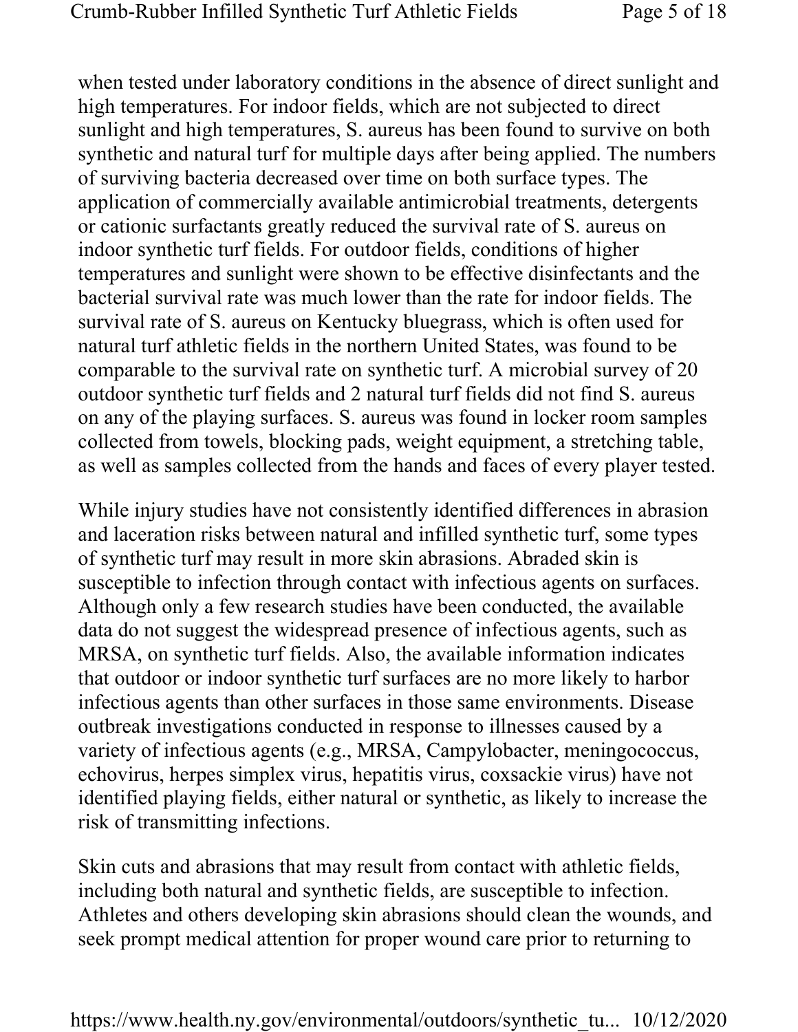when tested under laboratory conditions in the absence of direct sunlight and high temperatures. For indoor fields, which are not subjected to direct sunlight and high temperatures, S. aureus has been found to survive on both synthetic and natural turf for multiple days after being applied. The numbers of surviving bacteria decreased over time on both surface types. The application of commercially available antimicrobial treatments, detergents or cationic surfactants greatly reduced the survival rate of S. aureus on indoor synthetic turf fields. For outdoor fields, conditions of higher temperatures and sunlight were shown to be effective disinfectants and the bacterial survival rate was much lower than the rate for indoor fields. The survival rate of S. aureus on Kentucky bluegrass, which is often used for natural turf athletic fields in the northern United States, was found to be comparable to the survival rate on synthetic turf. A microbial survey of 20 outdoor synthetic turf fields and 2 natural turf fields did not find S. aureus on any of the playing surfaces. S. aureus was found in locker room samples collected from towels, blocking pads, weight equipment, a stretching table, as well as samples collected from the hands and faces of every player tested.

While injury studies have not consistently identified differences in abrasion and laceration risks between natural and infilled synthetic turf, some types of synthetic turf may result in more skin abrasions. Abraded skin is susceptible to infection through contact with infectious agents on surfaces. Although only a few research studies have been conducted, the available data do not suggest the widespread presence of infectious agents, such as MRSA, on synthetic turf fields. Also, the available information indicates that outdoor or indoor synthetic turf surfaces are no more likely to harbor infectious agents than other surfaces in those same environments. Disease outbreak investigations conducted in response to illnesses caused by a variety of infectious agents (e.g., MRSA, Campylobacter, meningococcus, echovirus, herpes simplex virus, hepatitis virus, coxsackie virus) have not identified playing fields, either natural or synthetic, as likely to increase the risk of transmitting infections.

Skin cuts and abrasions that may result from contact with athletic fields, including both natural and synthetic fields, are susceptible to infection. Athletes and others developing skin abrasions should clean the wounds, and seek prompt medical attention for proper wound care prior to returning to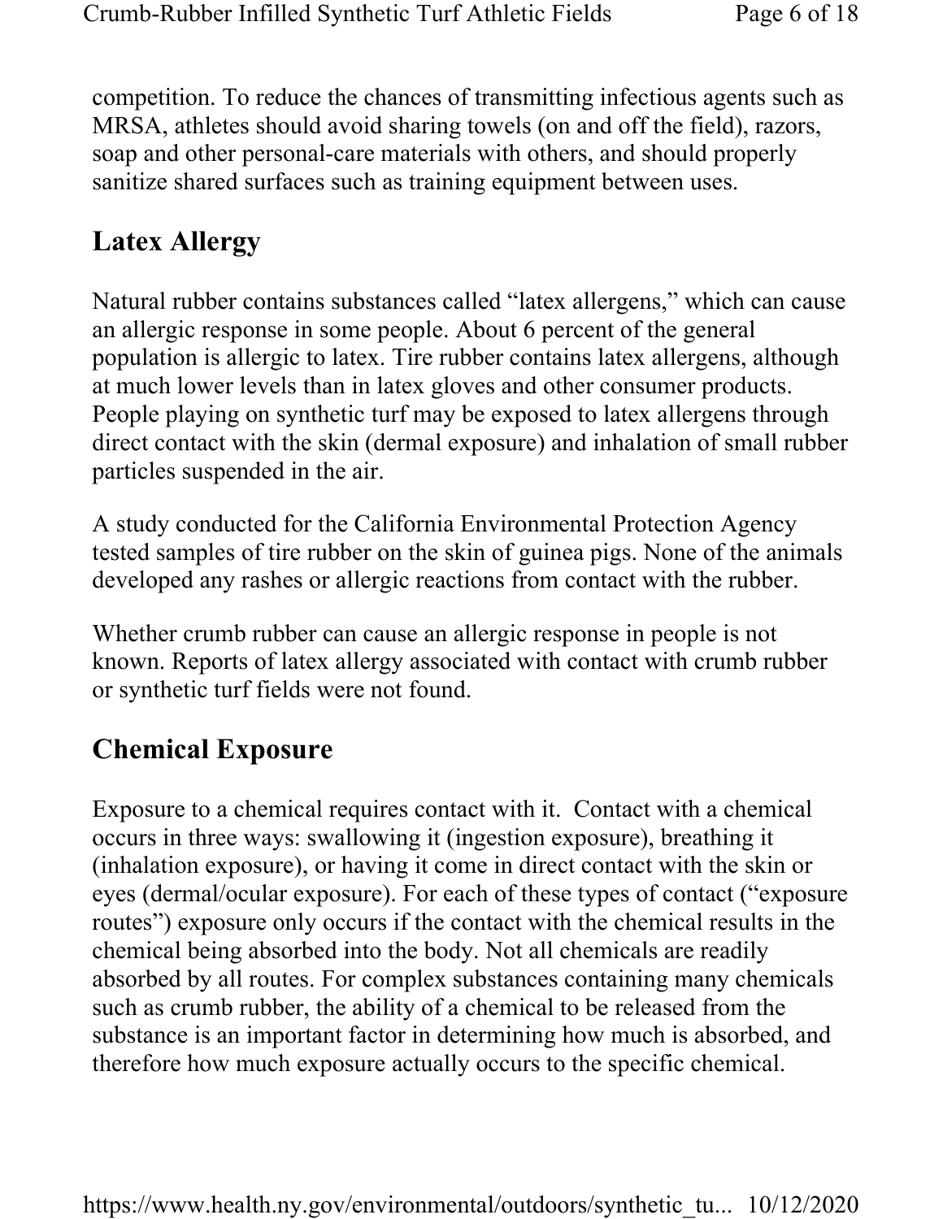competition. To reduce the chances of transmitting infectious agents such as MRSA, athletes should avoid sharing towels (on and off the field), razors, soap and other personal-care materials with others, and should properly sanitize shared surfaces such as training equipment between uses.

## Latex Allergy

Natural rubber contains substances called "latex allergens," which can cause an allergic response in some people. About 6 percent of the general population is allergic to latex. Tire rubber contains latex allergens, although at much lower levels than in latex gloves and other consumer products. People playing on synthetic turf may be exposed to latex allergens through direct contact with the skin (dermal exposure) and inhalation of small rubber particles suspended in the air.

A study conducted for the California Environmental Protection Agency tested samples of tire rubber on the skin of guinea pigs. None of the animals developed any rashes or allergic reactions from contact with the rubber.

Whether crumb rubber can cause an allergic response in people is not known. Reports of latex allergy associated with contact with crumb rubber or synthetic turf fields were not found.

## Chemical Exposure

Exposure to a chemical requires contact with it. Contact with a chemical occurs in three ways: swallowing it (ingestion exposure), breathing it (inhalation exposure), or having it come in direct contact with the skin or eyes (dermal/ocular exposure). For each of these types of contact ("exposure routes") exposure only occurs if the contact with the chemical results in the chemical being absorbed into the body. Not all chemicals are readily absorbed by all routes. For complex substances containing many chemicals such as crumb rubber, the ability of a chemical to be released from the substance is an important factor in determining how much is absorbed, and therefore how much exposure actually occurs to the specific chemical.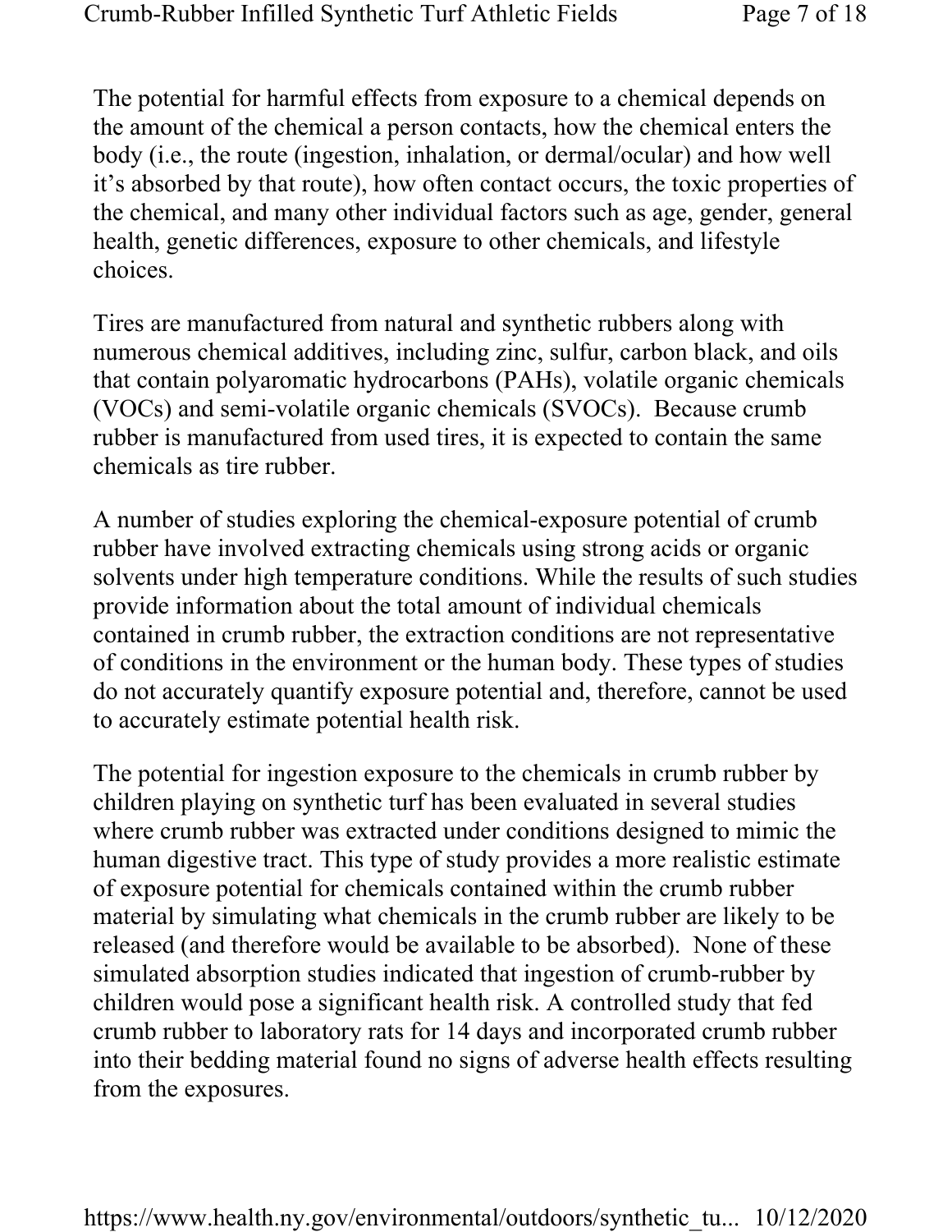The potential for harmful effects from exposure to a chemical depends on the amount of the chemical a person contacts, how the chemical enters the body (i.e., the route (ingestion, inhalation, or dermal/ocular) and how well it's absorbed by that route), how often contact occurs, the toxic properties of the chemical, and many other individual factors such as age, gender, general health, genetic differences, exposure to other chemicals, and lifestyle choices.

Tires are manufactured from natural and synthetic rubbers along with numerous chemical additives, including zinc, sulfur, carbon black, and oils that contain polyaromatic hydrocarbons (PAHs), volatile organic chemicals (VOCs) and semi-volatile organic chemicals (SVOCs). Because crumb rubber is manufactured from used tires, it is expected to contain the same chemicals as tire rubber.

A number of studies exploring the chemical-exposure potential of crumb rubber have involved extracting chemicals using strong acids or organic solvents under high temperature conditions. While the results of such studies provide information about the total amount of individual chemicals contained in crumb rubber, the extraction conditions are not representative of conditions in the environment or the human body. These types of studies do not accurately quantify exposure potential and, therefore, cannot be used to accurately estimate potential health risk.

The potential for ingestion exposure to the chemicals in crumb rubber by children playing on synthetic turf has been evaluated in several studies where crumb rubber was extracted under conditions designed to mimic the human digestive tract. This type of study provides a more realistic estimate of exposure potential for chemicals contained within the crumb rubber material by simulating what chemicals in the crumb rubber are likely to be released (and therefore would be available to be absorbed). None of these simulated absorption studies indicated that ingestion of crumb-rubber by children would pose a significant health risk. A controlled study that fed crumb rubber to laboratory rats for 14 days and incorporated crumb rubber into their bedding material found no signs of adverse health effects resulting from the exposures.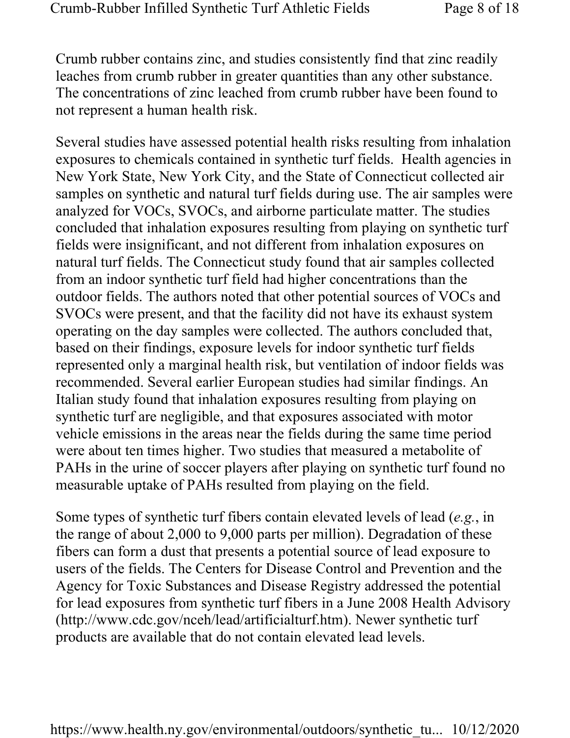Crumb rubber contains zinc, and studies consistently find that zinc readily leaches from crumb rubber in greater quantities than any other substance. The concentrations of zinc leached from crumb rubber have been found to not represent a human health risk.

Several studies have assessed potential health risks resulting from inhalation exposures to chemicals contained in synthetic turf fields. Health agencies in New York State, New York City, and the State of Connecticut collected air samples on synthetic and natural turf fields during use. The air samples were analyzed for VOCs, SVOCs, and airborne particulate matter. The studies concluded that inhalation exposures resulting from playing on synthetic turf fields were insignificant, and not different from inhalation exposures on natural turf fields. The Connecticut study found that air samples collected from an indoor synthetic turf field had higher concentrations than the outdoor fields. The authors noted that other potential sources of VOCs and SVOCs were present, and that the facility did not have its exhaust system operating on the day samples were collected. The authors concluded that, based on their findings, exposure levels for indoor synthetic turf fields represented only a marginal health risk, but ventilation of indoor fields was recommended. Several earlier European studies had similar findings. An Italian study found that inhalation exposures resulting from playing on synthetic turf are negligible, and that exposures associated with motor vehicle emissions in the areas near the fields during the same time period were about ten times higher. Two studies that measured a metabolite of PAHs in the urine of soccer players after playing on synthetic turf found no measurable uptake of PAHs resulted from playing on the field.

Some types of synthetic turf fibers contain elevated levels of lead (*e.g.*, in the range of about 2,000 to 9,000 parts per million). Degradation of these fibers can form a dust that presents a potential source of lead exposure to users of the fields. The Centers for Disease Control and Prevention and the Agency for Toxic Substances and Disease Registry addressed the potential for lead exposures from synthetic turf fibers in a June 2008 Health Advisory (http://www.cdc.gov/nceh/lead/artificialturf.htm). Newer synthetic turf products are available that do not contain elevated lead levels.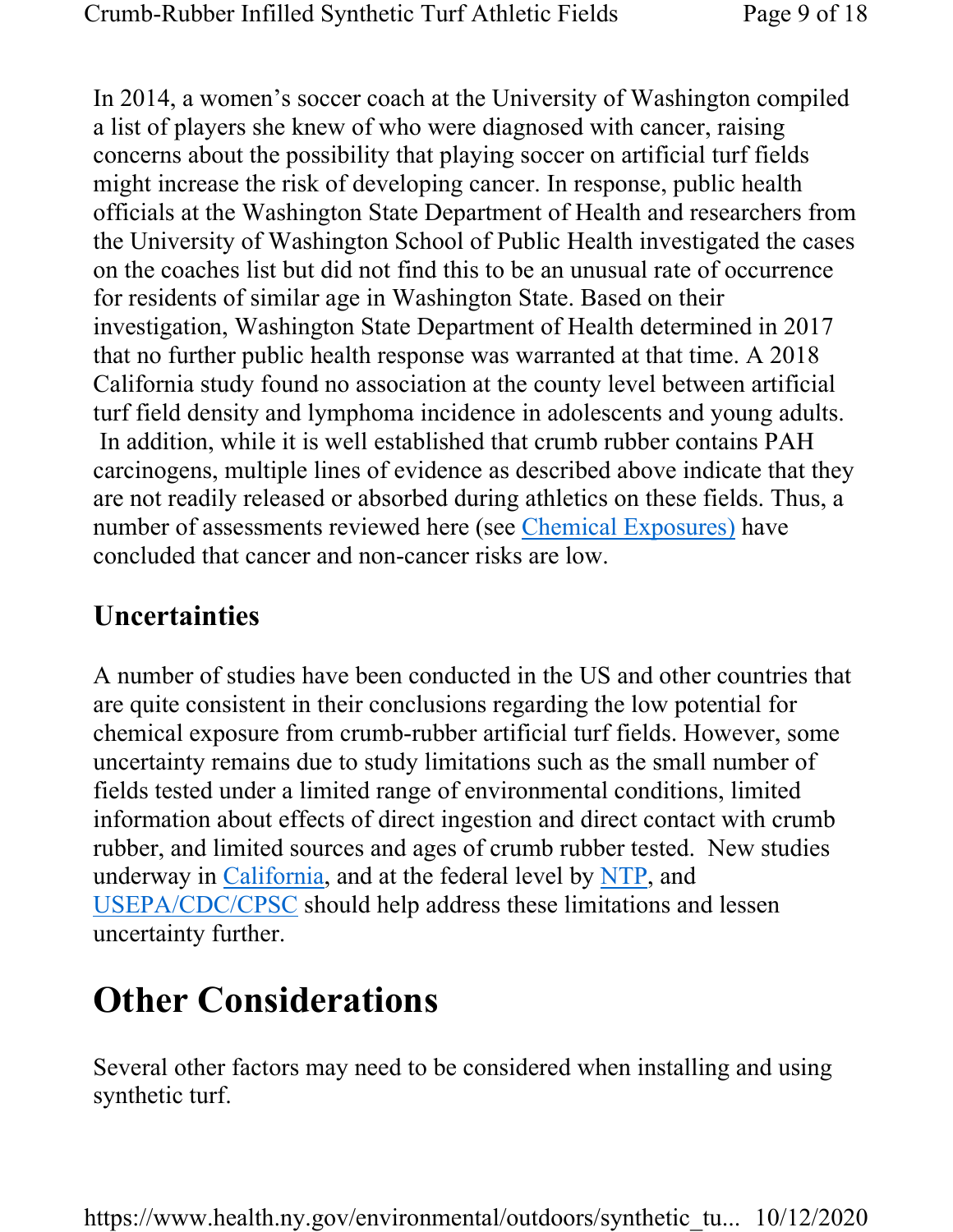In 2014, a women's soccer coach at the University of Washington compiled a list of players she knew of who were diagnosed with cancer, raising concerns about the possibility that playing soccer on artificial turf fields might increase the risk of developing cancer. In response, public health officials at the Washington State Department of Health and researchers from the University of Washington School of Public Health investigated the cases on the coaches list but did not find this to be an unusual rate of occurrence for residents of similar age in Washington State. Based on their investigation, Washington State Department of Health determined in 2017 that no further public health response was warranted at that time. A 2018 California study found no association at the county level between artificial turf field density and lymphoma incidence in adolescents and young adults. In addition, while it is well established that crumb rubber contains PAH carcinogens, multiple lines of evidence as described above indicate that they are not readily released or absorbed during athletics on these fields. Thus, a number of assessments reviewed here (see Chemical Exposures) have concluded that cancer and non-cancer risks are low.

### Uncertainties

A number of studies have been conducted in the US and other countries that are quite consistent in their conclusions regarding the low potential for chemical exposure from crumb-rubber artificial turf fields. However, some uncertainty remains due to study limitations such as the small number of fields tested under a limited range of environmental conditions, limited information about effects of direct ingestion and direct contact with crumb rubber, and limited sources and ages of crumb rubber tested. New studies underway in California, and at the federal level by NTP, and USEPA/CDC/CPSC should help address these limitations and lessen uncertainty further.

## Other Considerations

Several other factors may need to be considered when installing and using synthetic turf.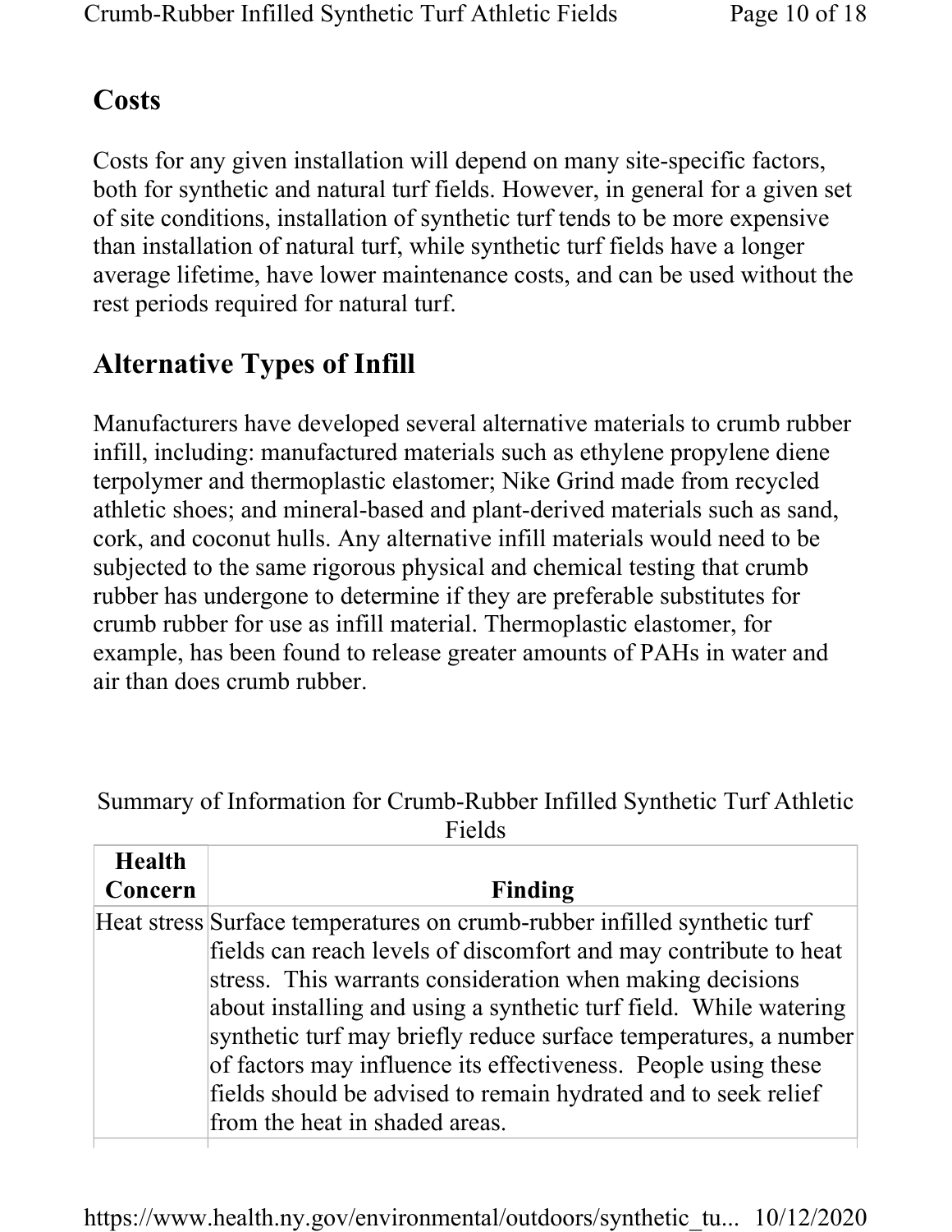## Costs

Costs for any given installation will depend on many site-specific factors, both for synthetic and natural turf fields. However, in general for a given set of site conditions, installation of synthetic turf tends to be more expensive than installation of natural turf, while synthetic turf fields have a longer average lifetime, have lower maintenance costs, and can be used without the rest periods required for natural turf.

## Alternative Types of Infill

Manufacturers have developed several alternative materials to crumb rubber infill, including: manufactured materials such as ethylene propylene diene terpolymer and thermoplastic elastomer; Nike Grind made from recycled athletic shoes; and mineral-based and plant-derived materials such as sand, cork, and coconut hulls. Any alternative infill materials would need to be subjected to the same rigorous physical and chemical testing that crumb rubber has undergone to determine if they are preferable substitutes for crumb rubber for use as infill material. Thermoplastic elastomer, for example, has been found to release greater amounts of PAHs in water and air than does crumb rubber.

Summary of Information for Crumb-Rubber Infilled Synthetic Turf Athletic Fields

| Health Concern | Finding |
| --- | --- |
| Heat stress | Surface temperatures on crumb-rubber infilled synthetic turf fields can reach levels of discomfort and may contribute to heat stress. This warrants consideration when making decisions about installing and using a synthetic turf field. While watering synthetic turf may briefly reduce surface temperatures, a number of factors may influence its effectiveness. People using these fields should be advised to remain hydrated and to seek relief from the heat in shaded areas. |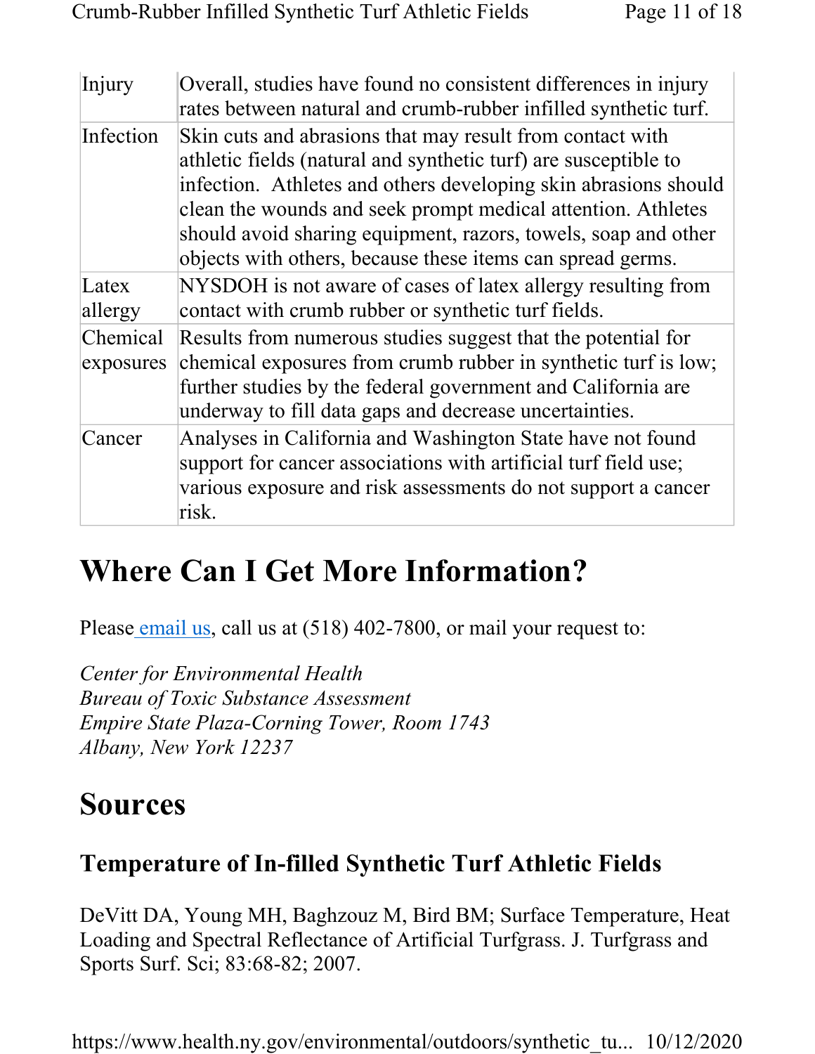| | |
|---|---|
| Injury | Overall, studies have found no consistent differences in injury rates between natural and crumb-rubber infilled synthetic turf. |
| Infection | Skin cuts and abrasions that may result from contact with athletic fields (natural and synthetic turf) are susceptible to infection. Athletes and others developing skin abrasions should clean the wounds and seek prompt medical attention. Athletes should avoid sharing equipment, razors, towels, soap and other objects with others, because these items can spread germs. |
| Latex allergy | NYSDOH is not aware of cases of latex allergy resulting from contact with crumb rubber or synthetic turf fields. |
| Chemical exposures | Results from numerous studies suggest that the potential for chemical exposures from crumb rubber in synthetic turf is low; further studies by the federal government and California are underway to fill data gaps and decrease uncertainties. |
| Cancer | Analyses in California and Washington State have not found support for cancer associations with artificial turf field use; various exposure and risk assessments do not support a cancer risk. |

# Where Can I Get More Information?

Please email us, call us at (518) 402-7800, or mail your request to:

*Center for Environmental Health*
*Bureau of Toxic Substance Assessment*
*Empire State Plaza-Corning Tower, Room 1743*
*Albany, New York 12237*

# Sources

## Temperature of In-filled Synthetic Turf Athletic Fields

DeVitt DA, Young MH, Baghzouz M, Bird BM; Surface Temperature, Heat Loading and Spectral Reflectance of Artificial Turfgrass. J. Turfgrass and Sports Surf. Sci; 83:68-82; 2007.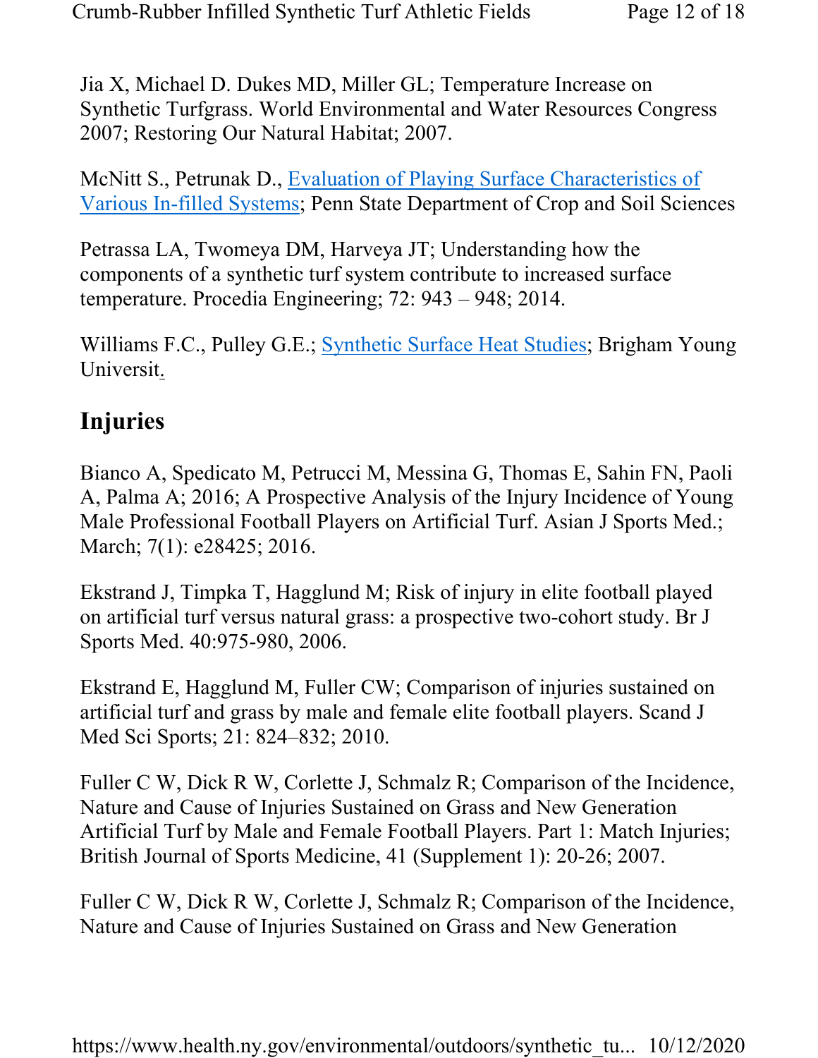Jia X, Michael D. Dukes MD, Miller GL; Temperature Increase on Synthetic Turfgrass. World Environmental and Water Resources Congress 2007; Restoring Our Natural Habitat; 2007.

McNitt S., Petrunak D., Evaluation of Playing Surface Characteristics of Various In-filled Systems; Penn State Department of Crop and Soil Sciences

Petrassa LA, Twomeya DM, Harveya JT; Understanding how the components of a synthetic turf system contribute to increased surface temperature. Procedia Engineering; 72: 943 – 948; 2014.

Williams F.C., Pulley G.E.; Synthetic Surface Heat Studies; Brigham Young Universit.

## Injuries

Bianco A, Spedicato M, Petrucci M, Messina G, Thomas E, Sahin FN, Paoli A, Palma A; 2016; A Prospective Analysis of the Injury Incidence of Young Male Professional Football Players on Artificial Turf. Asian J Sports Med.; March; 7(1): e28425; 2016.

Ekstrand J, Timpka T, Hagglund M; Risk of injury in elite football played on artificial turf versus natural grass: a prospective two-cohort study. Br J Sports Med. 40:975-980, 2006.

Ekstrand E, Hagglund M, Fuller CW; Comparison of injuries sustained on artificial turf and grass by male and female elite football players. Scand J Med Sci Sports; 21: 824–832; 2010.

Fuller C W, Dick R W, Corlette J, Schmalz R; Comparison of the Incidence, Nature and Cause of Injuries Sustained on Grass and New Generation Artificial Turf by Male and Female Football Players. Part 1: Match Injuries; British Journal of Sports Medicine, 41 (Supplement 1): 20-26; 2007.

Fuller C W, Dick R W, Corlette J, Schmalz R; Comparison of the Incidence, Nature and Cause of Injuries Sustained on Grass and New Generation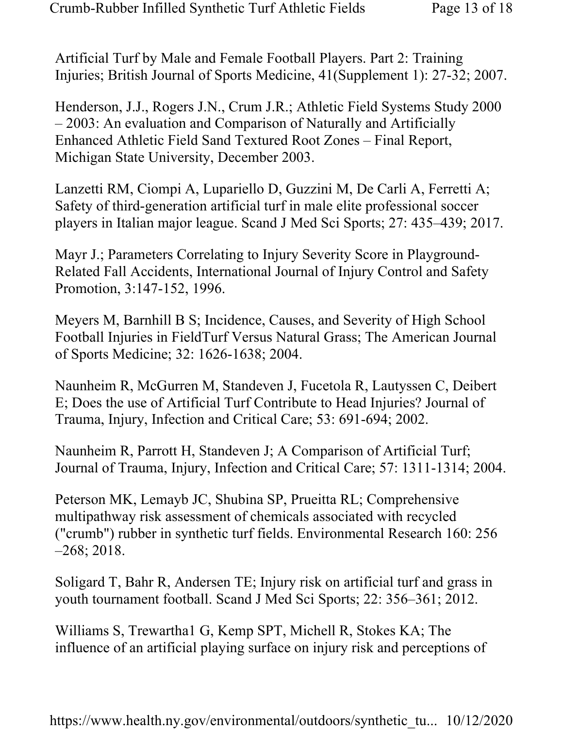Artificial Turf by Male and Female Football Players. Part 2: Training Injuries; British Journal of Sports Medicine, 41(Supplement 1): 27-32; 2007.

Henderson, J.J., Rogers J.N., Crum J.R.; Athletic Field Systems Study 2000 – 2003: An evaluation and Comparison of Naturally and Artificially Enhanced Athletic Field Sand Textured Root Zones – Final Report, Michigan State University, December 2003.

Lanzetti RM, Ciompi A, Lupariello D, Guzzini M, De Carli A, Ferretti A; Safety of third-generation artificial turf in male elite professional soccer players in Italian major league. Scand J Med Sci Sports; 27: 435–439; 2017.

Mayr J.; Parameters Correlating to Injury Severity Score in Playground-Related Fall Accidents, International Journal of Injury Control and Safety Promotion, 3:147-152, 1996.

Meyers M, Barnhill B S; Incidence, Causes, and Severity of High School Football Injuries in FieldTurf Versus Natural Grass; The American Journal of Sports Medicine; 32: 1626-1638; 2004.

Naunheim R, McGurren M, Standeven J, Fucetola R, Lautyssen C, Deibert E; Does the use of Artificial Turf Contribute to Head Injuries? Journal of Trauma, Injury, Infection and Critical Care; 53: 691-694; 2002.

Naunheim R, Parrott H, Standeven J; A Comparison of Artificial Turf; Journal of Trauma, Injury, Infection and Critical Care; 57: 1311-1314; 2004.

Peterson MK, Lemayb JC, Shubina SP, Prueitta RL; Comprehensive multipathway risk assessment of chemicals associated with recycled ("crumb") rubber in synthetic turf fields. Environmental Research 160: 256 –268; 2018.

Soligard T, Bahr R, Andersen TE; Injury risk on artificial turf and grass in youth tournament football. Scand J Med Sci Sports; 22: 356–361; 2012.

Williams S, Trewartha1 G, Kemp SPT, Michell R, Stokes KA; The influence of an artificial playing surface on injury risk and perceptions of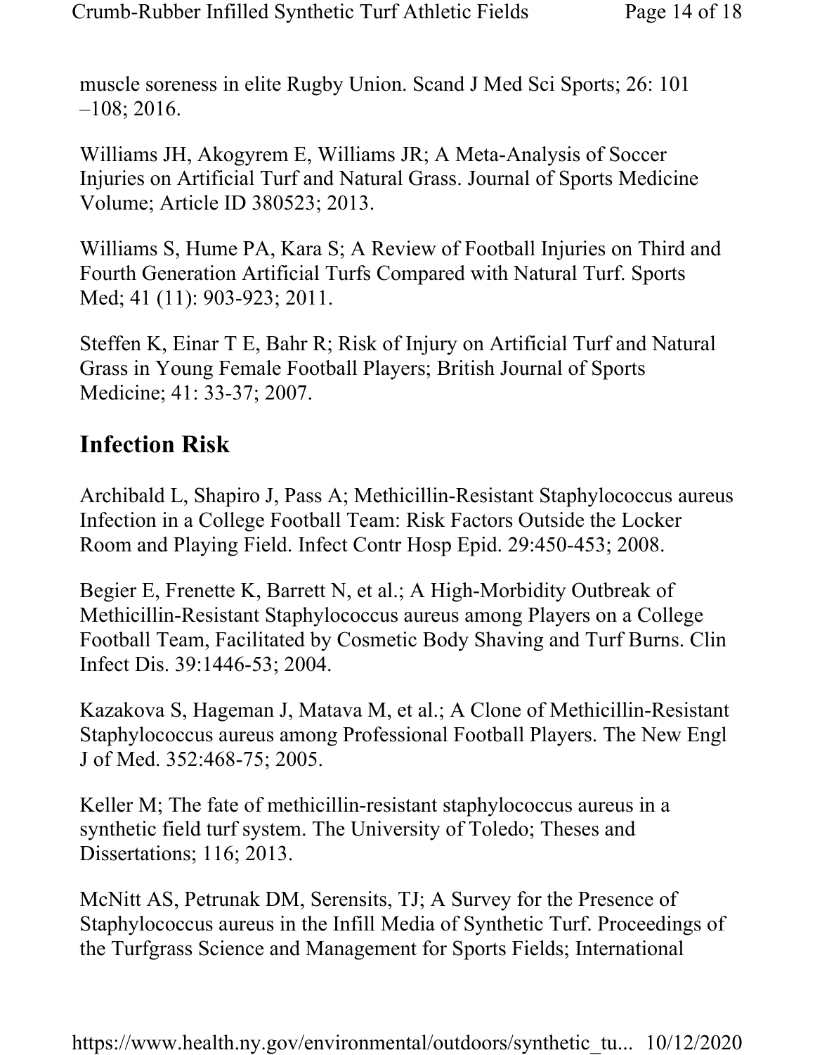muscle soreness in elite Rugby Union. Scand J Med Sci Sports; 26: 101 –108; 2016.

Williams JH, Akogyrem E, Williams JR; A Meta-Analysis of Soccer Injuries on Artificial Turf and Natural Grass. Journal of Sports Medicine Volume; Article ID 380523; 2013.

Williams S, Hume PA, Kara S; A Review of Football Injuries on Third and Fourth Generation Artificial Turfs Compared with Natural Turf. Sports Med; 41 (11): 903-923; 2011.

Steffen K, Einar T E, Bahr R; Risk of Injury on Artificial Turf and Natural Grass in Young Female Football Players; British Journal of Sports Medicine; 41: 33-37; 2007.

## Infection Risk

Archibald L, Shapiro J, Pass A; Methicillin-Resistant Staphylococcus aureus Infection in a College Football Team: Risk Factors Outside the Locker Room and Playing Field. Infect Contr Hosp Epid. 29:450-453; 2008.

Begier E, Frenette K, Barrett N, et al.; A High-Morbidity Outbreak of Methicillin-Resistant Staphylococcus aureus among Players on a College Football Team, Facilitated by Cosmetic Body Shaving and Turf Burns. Clin Infect Dis. 39:1446-53; 2004.

Kazakova S, Hageman J, Matava M, et al.; A Clone of Methicillin-Resistant Staphylococcus aureus among Professional Football Players. The New Engl J of Med. 352:468-75; 2005.

Keller M; The fate of methicillin-resistant staphylococcus aureus in a synthetic field turf system. The University of Toledo; Theses and Dissertations; 116; 2013.

McNitt AS, Petrunak DM, Serensits, TJ; A Survey for the Presence of Staphylococcus aureus in the Infill Media of Synthetic Turf. Proceedings of the Turfgrass Science and Management for Sports Fields; International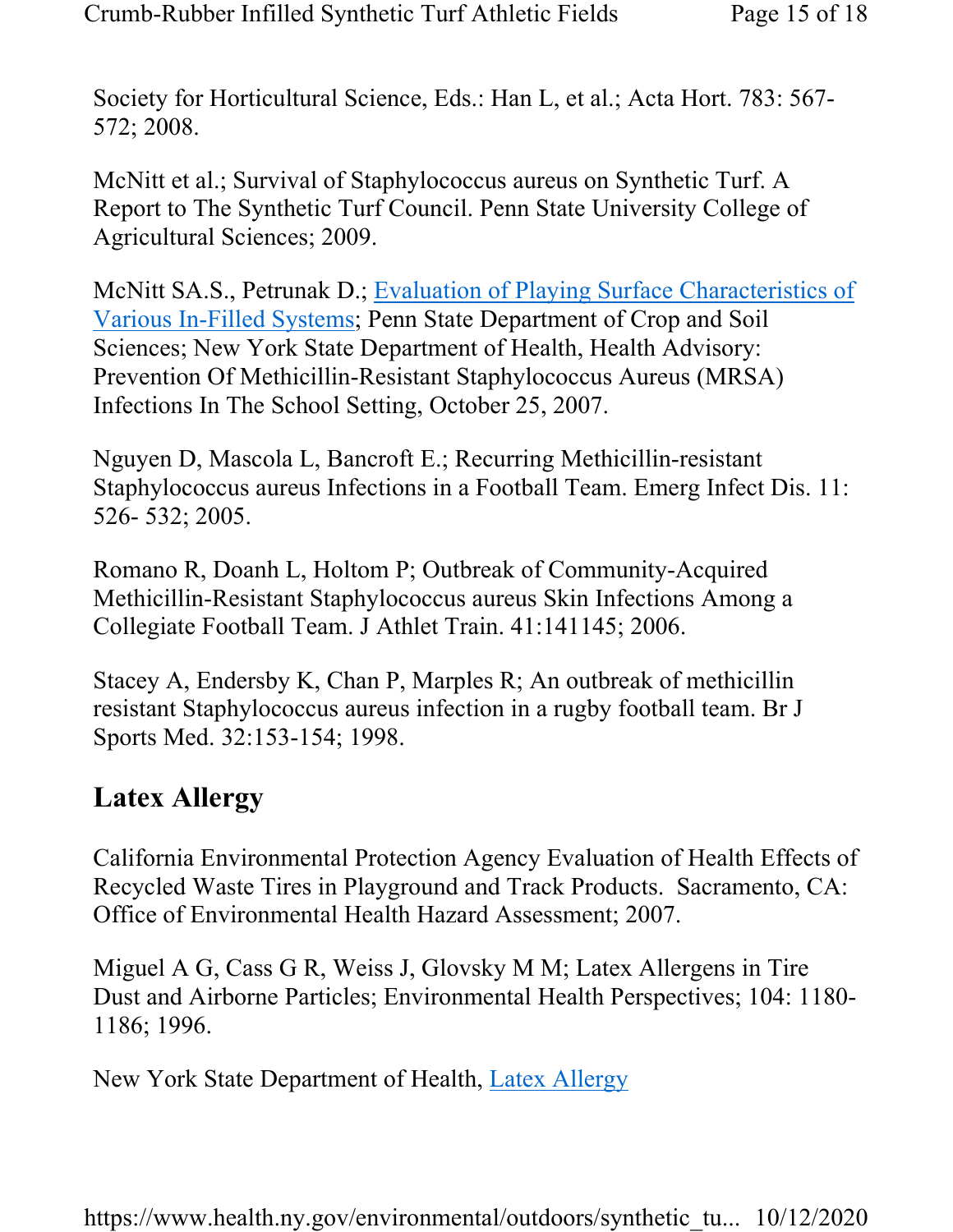Society for Horticultural Science, Eds.: Han L, et al.; Acta Hort. 783: 567-572; 2008.

McNitt et al.; Survival of Staphylococcus aureus on Synthetic Turf. A Report to The Synthetic Turf Council. Penn State University College of Agricultural Sciences; 2009.

McNitt SA.S., Petrunak D.; Evaluation of Playing Surface Characteristics of Various In-Filled Systems; Penn State Department of Crop and Soil Sciences; New York State Department of Health, Health Advisory: Prevention Of Methicillin-Resistant Staphylococcus Aureus (MRSA) Infections In The School Setting, October 25, 2007.

Nguyen D, Mascola L, Bancroft E.; Recurring Methicillin-resistant Staphylococcus aureus Infections in a Football Team. Emerg Infect Dis. 11: 526- 532; 2005.

Romano R, Doanh L, Holtom P; Outbreak of Community-Acquired Methicillin-Resistant Staphylococcus aureus Skin Infections Among a Collegiate Football Team. J Athlet Train. 41:141145; 2006.

Stacey A, Endersby K, Chan P, Marples R; An outbreak of methicillin resistant Staphylococcus aureus infection in a rugby football team. Br J Sports Med. 32:153-154; 1998.

## Latex Allergy

California Environmental Protection Agency Evaluation of Health Effects of Recycled Waste Tires in Playground and Track Products. Sacramento, CA: Office of Environmental Health Hazard Assessment; 2007.

Miguel A G, Cass G R, Weiss J, Glovsky M M; Latex Allergens in Tire Dust and Airborne Particles; Environmental Health Perspectives; 104: 1180-1186; 1996.

New York State Department of Health, Latex Allergy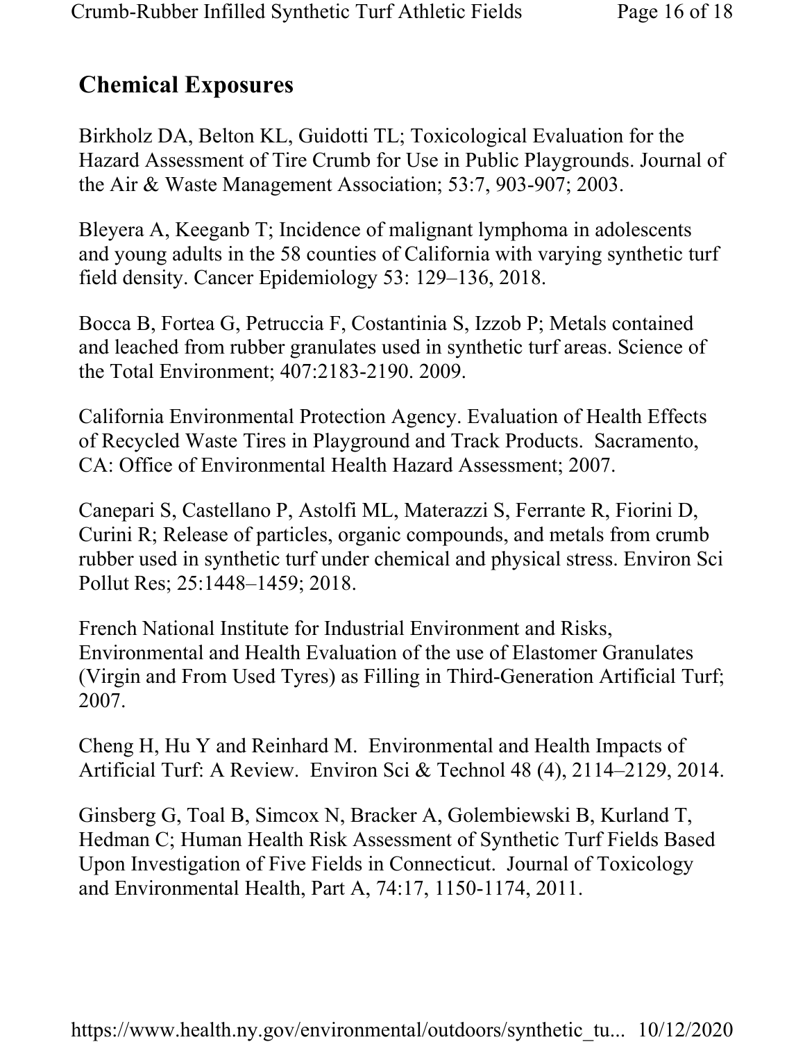## Chemical Exposures

Birkholz DA, Belton KL, Guidotti TL; Toxicological Evaluation for the Hazard Assessment of Tire Crumb for Use in Public Playgrounds. Journal of the Air & Waste Management Association; 53:7, 903-907; 2003.

Bleyera A, Keeganb T; Incidence of malignant lymphoma in adolescents and young adults in the 58 counties of California with varying synthetic turf field density. Cancer Epidemiology 53: 129–136, 2018.

Bocca B, Fortea G, Petruccia F, Costantinia S, Izzob P; Metals contained and leached from rubber granulates used in synthetic turf areas. Science of the Total Environment; 407:2183-2190. 2009.

California Environmental Protection Agency. Evaluation of Health Effects of Recycled Waste Tires in Playground and Track Products. Sacramento, CA: Office of Environmental Health Hazard Assessment; 2007.

Canepari S, Castellano P, Astolfi ML, Materazzi S, Ferrante R, Fiorini D, Curini R; Release of particles, organic compounds, and metals from crumb rubber used in synthetic turf under chemical and physical stress. Environ Sci Pollut Res; 25:1448–1459; 2018.

French National Institute for Industrial Environment and Risks, Environmental and Health Evaluation of the use of Elastomer Granulates (Virgin and From Used Tyres) as Filling in Third-Generation Artificial Turf; 2007.

Cheng H, Hu Y and Reinhard M. Environmental and Health Impacts of Artificial Turf: A Review. Environ Sci & Technol 48 (4), 2114–2129, 2014.

Ginsberg G, Toal B, Simcox N, Bracker A, Golembiewski B, Kurland T, Hedman C; Human Health Risk Assessment of Synthetic Turf Fields Based Upon Investigation of Five Fields in Connecticut. Journal of Toxicology and Environmental Health, Part A, 74:17, 1150-1174, 2011.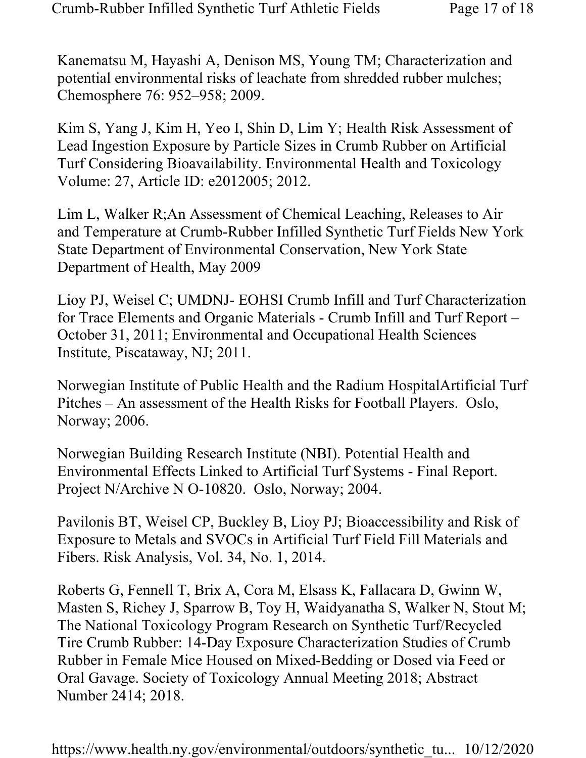Kanematsu M, Hayashi A, Denison MS, Young TM; Characterization and potential environmental risks of leachate from shredded rubber mulches; Chemosphere 76: 952–958; 2009.

Kim S, Yang J, Kim H, Yeo I, Shin D, Lim Y; Health Risk Assessment of Lead Ingestion Exposure by Particle Sizes in Crumb Rubber on Artificial Turf Considering Bioavailability. Environmental Health and Toxicology Volume: 27, Article ID: e2012005; 2012.

Lim L, Walker R;An Assessment of Chemical Leaching, Releases to Air and Temperature at Crumb-Rubber Infilled Synthetic Turf Fields New York State Department of Environmental Conservation, New York State Department of Health, May 2009

Lioy PJ, Weisel C; UMDNJ- EOHSI Crumb Infill and Turf Characterization for Trace Elements and Organic Materials - Crumb Infill and Turf Report – October 31, 2011; Environmental and Occupational Health Sciences Institute, Piscataway, NJ; 2011.

Norwegian Institute of Public Health and the Radium HospitalArtificial Turf Pitches – An assessment of the Health Risks for Football Players. Oslo, Norway; 2006.

Norwegian Building Research Institute (NBI). Potential Health and Environmental Effects Linked to Artificial Turf Systems - Final Report. Project N/Archive N O-10820. Oslo, Norway; 2004.

Pavilonis BT, Weisel CP, Buckley B, Lioy PJ; Bioaccessibility and Risk of Exposure to Metals and SVOCs in Artificial Turf Field Fill Materials and Fibers. Risk Analysis, Vol. 34, No. 1, 2014.

Roberts G, Fennell T, Brix A, Cora M, Elsass K, Fallacara D, Gwinn W, Masten S, Richey J, Sparrow B, Toy H, Waidyanatha S, Walker N, Stout M; The National Toxicology Program Research on Synthetic Turf/Recycled Tire Crumb Rubber: 14-Day Exposure Characterization Studies of Crumb Rubber in Female Mice Housed on Mixed-Bedding or Dosed via Feed or Oral Gavage. Society of Toxicology Annual Meeting 2018; Abstract Number 2414; 2018.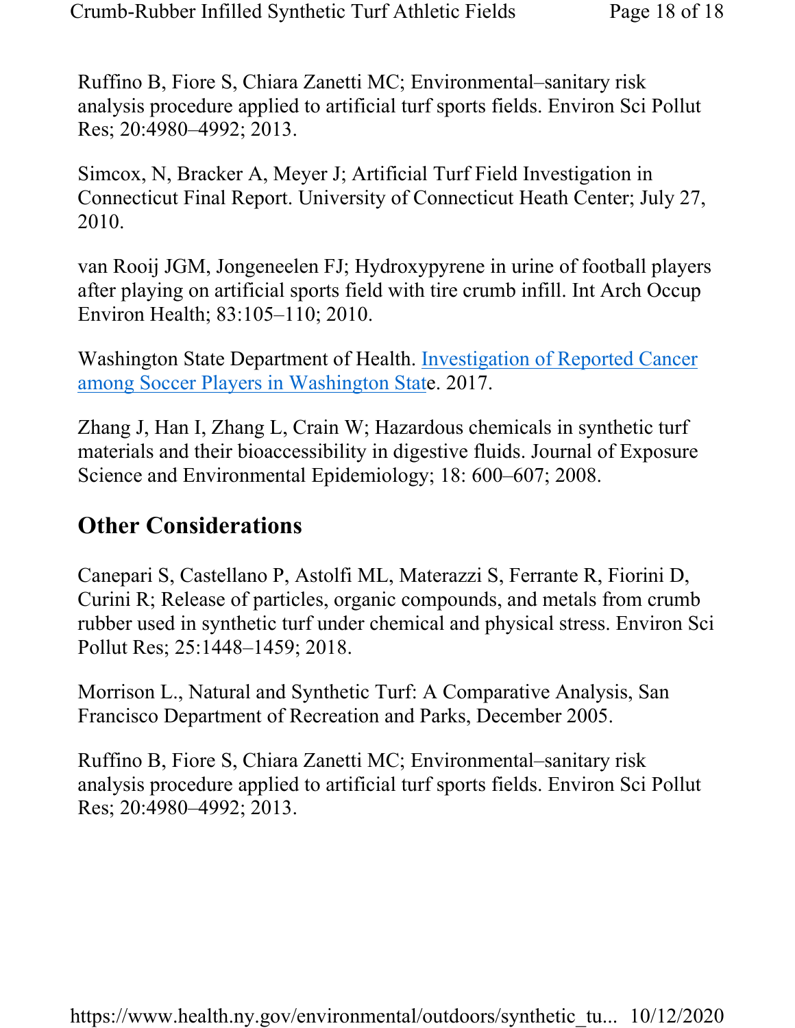Ruffino B, Fiore S, Chiara Zanetti MC; Environmental–sanitary risk analysis procedure applied to artificial turf sports fields. Environ Sci Pollut Res; 20:4980–4992; 2013.

Simcox, N, Bracker A, Meyer J; Artificial Turf Field Investigation in Connecticut Final Report. University of Connecticut Heath Center; July 27, 2010.

van Rooij JGM, Jongeneelen FJ; Hydroxypyrene in urine of football players after playing on artificial sports field with tire crumb infill. Int Arch Occup Environ Health; 83:105–110; 2010.

Washington State Department of Health. Investigation of Reported Cancer among Soccer Players in Washington State. 2017.

Zhang J, Han I, Zhang L, Crain W; Hazardous chemicals in synthetic turf materials and their bioaccessibility in digestive fluids. Journal of Exposure Science and Environmental Epidemiology; 18: 600–607; 2008.

## Other Considerations

Canepari S, Castellano P, Astolfi ML, Materazzi S, Ferrante R, Fiorini D, Curini R; Release of particles, organic compounds, and metals from crumb rubber used in synthetic turf under chemical and physical stress. Environ Sci Pollut Res; 25:1448–1459; 2018.

Morrison L., Natural and Synthetic Turf: A Comparative Analysis, San Francisco Department of Recreation and Parks, December 2005.

Ruffino B, Fiore S, Chiara Zanetti MC; Environmental–sanitary risk analysis procedure applied to artificial turf sports fields. Environ Sci Pollut Res; 20:4980–4992; 2013.